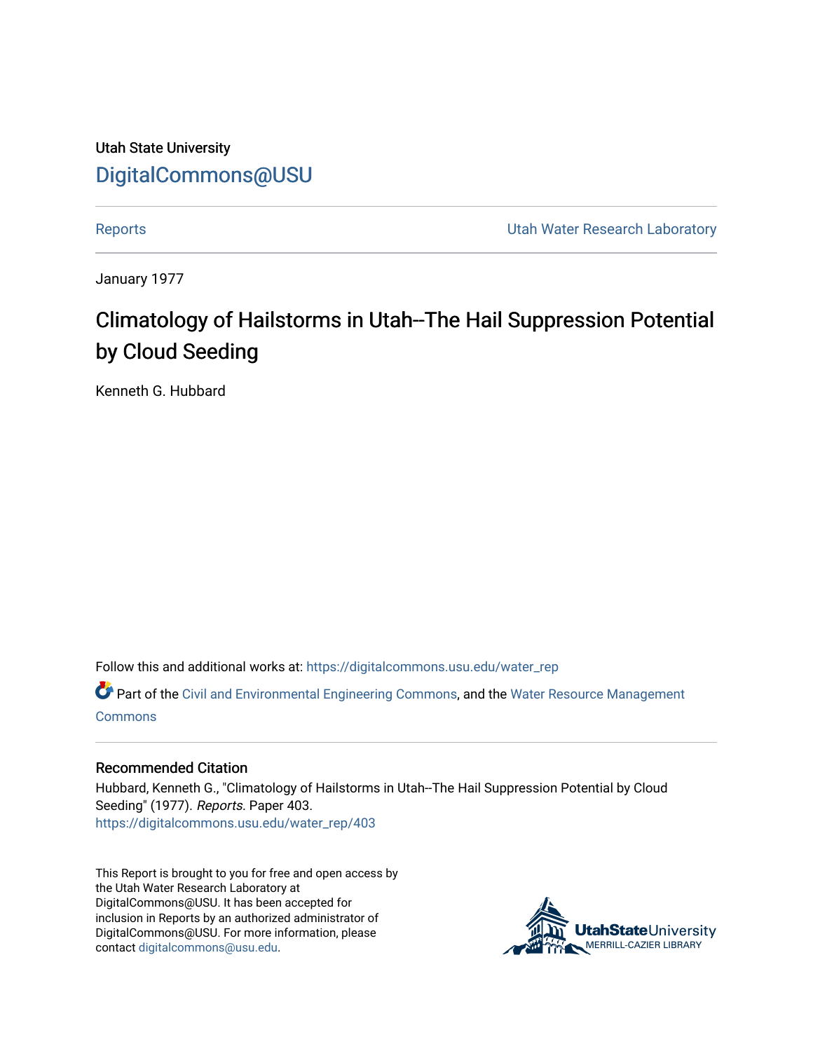Utah State University

DigitalCommons@USU

Reports

Utah Water Research Laboratory

January 1977

# Climatology of Hailstorms in Utah--The Hail Suppression Potential by Cloud Seeding

Kenneth G. Hubbard

Follow this and additional works at: https://digitalcommons.usu.edu/water_rep

Part of the Civil and Environmental Engineering Commons, and the Water Resource Management Commons

## Recommended Citation

Hubbard, Kenneth G., "Climatology of Hailstorms in Utah--The Hail Suppression Potential by Cloud Seeding" (1977). *Reports.* Paper 403.
https://digitalcommons.usu.edu/water_rep/403

This Report is brought to you for free and open access by the Utah Water Research Laboratory at DigitalCommons@USU. It has been accepted for inclusion in Reports by an authorized administrator of DigitalCommons@USU. For more information, please contact digitalcommons@usu.edu.

UtahStateUniversity
MERRILL-CAZIER LIBRARY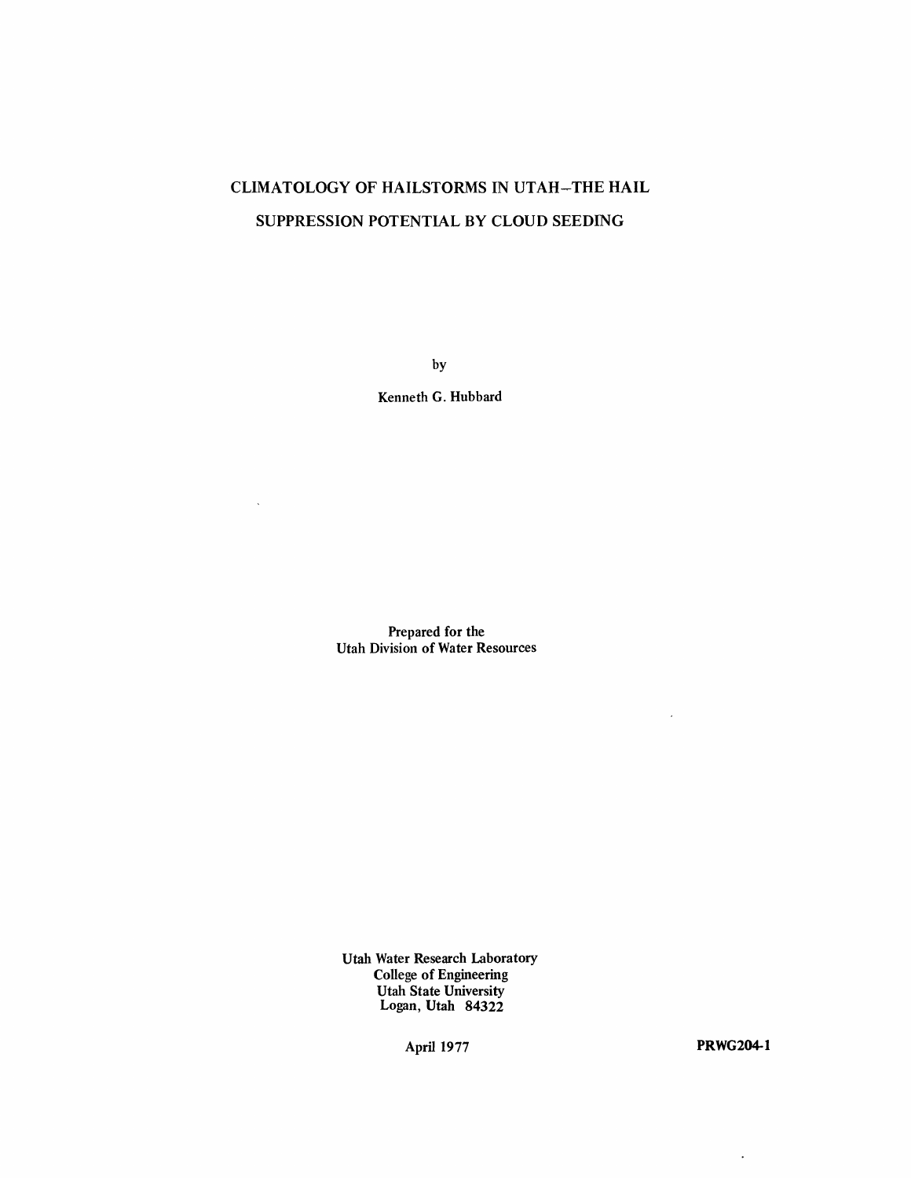# CLIMATOLOGY OF HAILSTORMS IN UTAH–THE HAIL SUPPRESSION POTENTIAL BY CLOUD SEEDING

by

Kenneth G. Hubbard

Prepared for the
Utah Division of Water Resources

Utah Water Research Laboratory
College of Engineering
Utah State University
Logan, Utah 84322

April 1977

**PRWG204-1**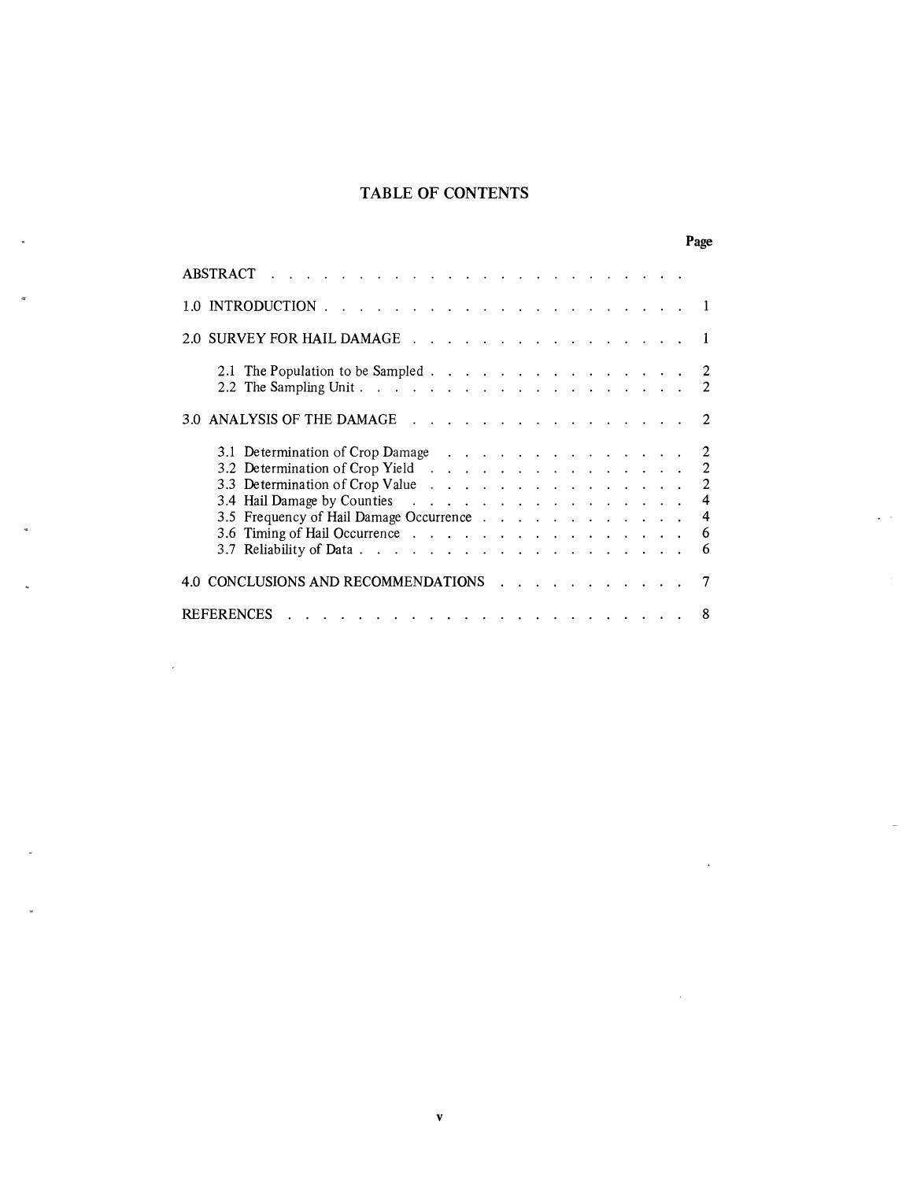# TABLE OF CONTENTS

| | Page |
|---|---|
| ABSTRACT | |
| 1.0 INTRODUCTION | 1 |
| 2.0 SURVEY FOR HAIL DAMAGE | 1 |
| 2.1 The Population to be Sampled | 2 |
| 2.2 The Sampling Unit | 2 |
| 3.0 ANALYSIS OF THE DAMAGE | 2 |
| 3.1 Determination of Crop Damage | 2 |
| 3.2 Determination of Crop Yield | 2 |
| 3.3 Determination of Crop Value | 2 |
| 3.4 Hail Damage by Counties | 4 |
| 3.5 Frequency of Hail Damage Occurrence | 4 |
| 3.6 Timing of Hail Occurrence | 6 |
| 3.7 Reliability of Data | 6 |
| 4.0 CONCLUSIONS AND RECOMMENDATIONS | 7 |
| REFERENCES | 8 |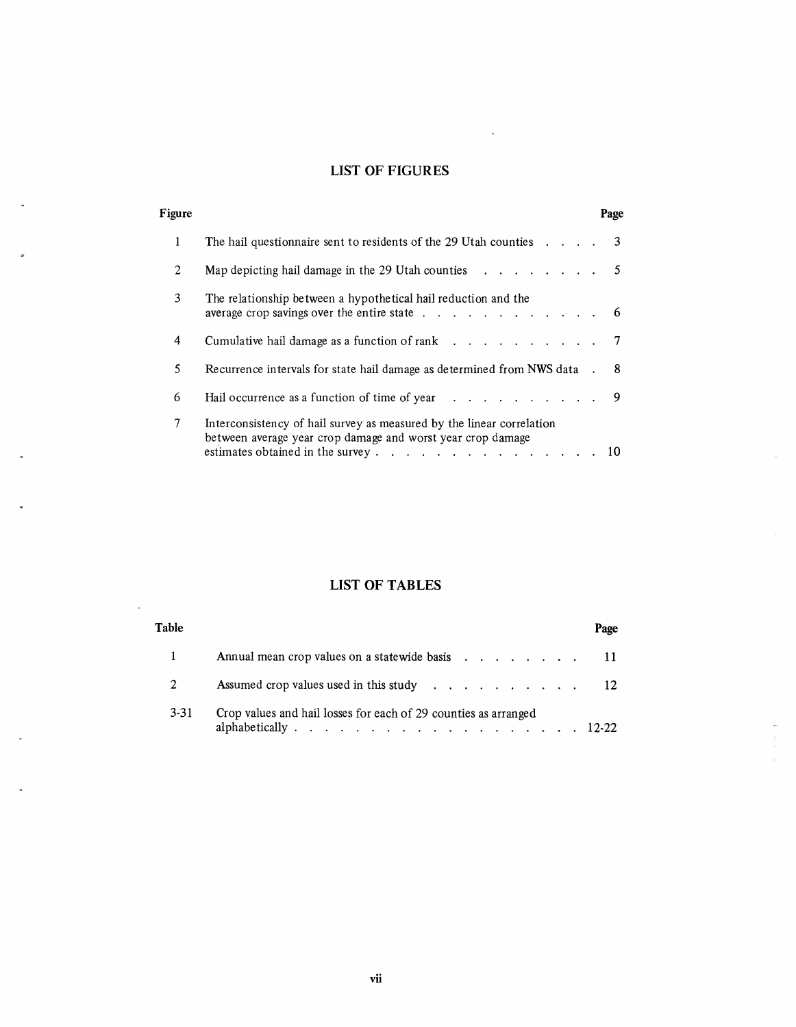## LIST OF FIGURES

| Figure | | Page |
|---|---|---|
| 1 | The hail questionnaire sent to residents of the 29 Utah counties | 3 |
| 2 | Map depicting hail damage in the 29 Utah counties | 5 |
| 3 | The relationship between a hypothetical hail reduction and the average crop savings over the entire state | 6 |
| 4 | Cumulative hail damage as a function of rank | 7 |
| 5 | Recurrence intervals for state hail damage as determined from NWS data | 8 |
| 6 | Hail occurrence as a function of time of year | 9 |
| 7 | Interconsistency of hail survey as measured by the linear correlation between average year crop damage and worst year crop damage estimates obtained in the survey | 10 |

## LIST OF TABLES

| Table | | Page |
|---|---|---|
| 1 | Annual mean crop values on a statewide basis | 11 |
| 2 | Assumed crop values used in this study | 12 |
| 3-31 | Crop values and hail losses for each of 29 counties as arranged alphabetically | 12-22 |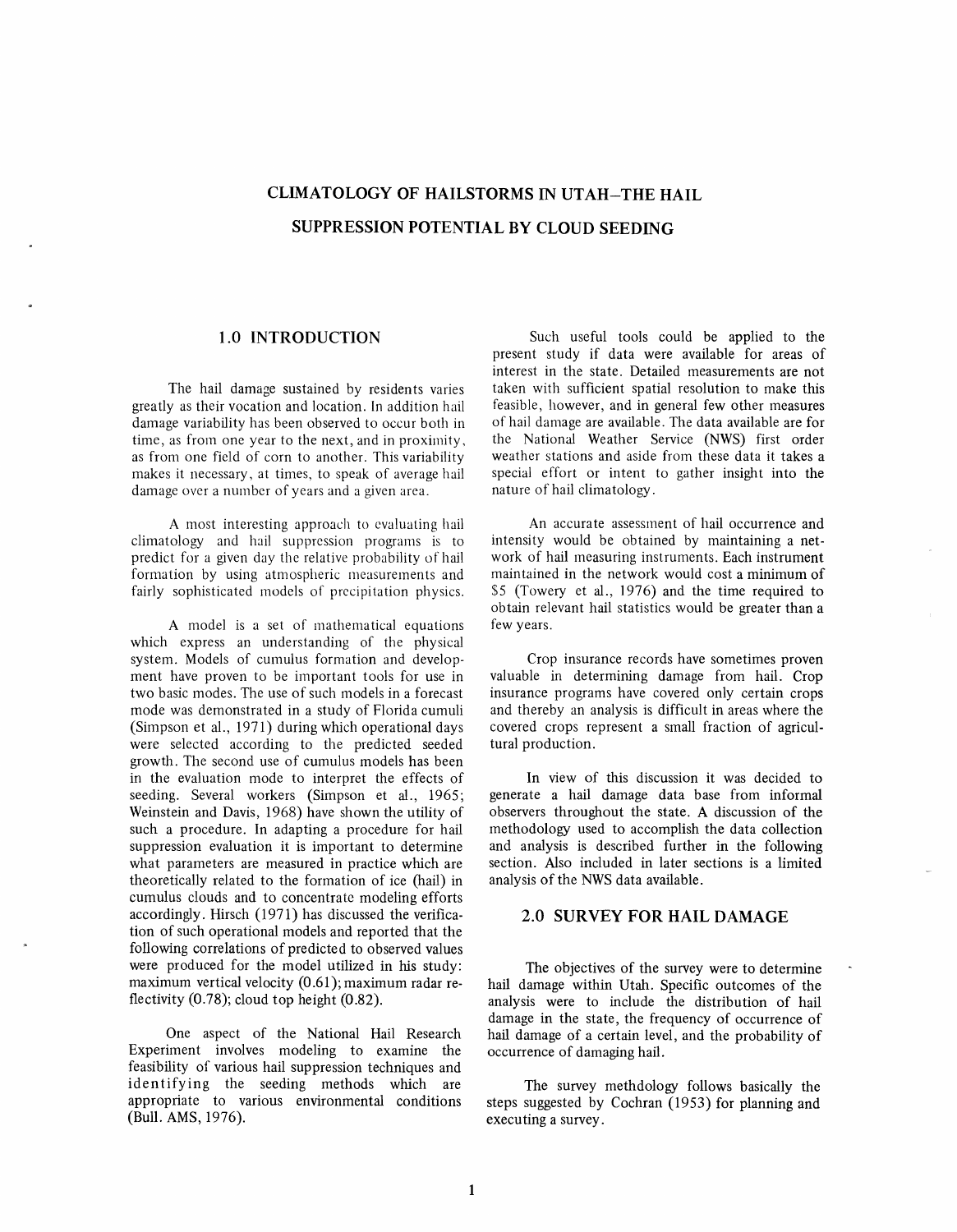# CLIMATOLOGY OF HAILSTORMS IN UTAH–THE HAIL SUPPRESSION POTENTIAL BY CLOUD SEEDING

## 1.0 INTRODUCTION

The hail damage sustained by residents varies greatly as their vocation and location. In addition hail damage variability has been observed to occur both in time, as from one year to the next, and in proximity, as from one field of corn to another. This variability makes it necessary, at times, to speak of average hail damage over a number of years and a given area.

A most interesting approach to evaluating hail climatology and hail suppression programs is to predict for a given day the relative probability of hail formation by using atmospheric measurements and fairly sophisticated models of precipitation physics.

A model is a set of mathematical equations which express an understanding of the physical system. Models of cumulus formation and development have proven to be important tools for use in two basic modes. The use of such models in a forecast mode was demonstrated in a study of Florida cumuli (Simpson et al., 1971) during which operational days were selected according to the predicted seeded growth. The second use of cumulus models has been in the evaluation mode to interpret the effects of seeding. Several workers (Simpson et al., 1965; Weinstein and Davis, 1968) have shown the utility of such a procedure. In adapting a procedure for hail suppression evaluation it is important to determine what parameters are measured in practice which are theoretically related to the formation of ice (hail) in cumulus clouds and to concentrate modeling efforts accordingly. Hirsch (1971) has discussed the verification of such operational models and reported that the following correlations of predicted to observed values were produced for the model utilized in his study: maximum vertical velocity (0.61); maximum radar reflectivity (0.78); cloud top height (0.82).

One aspect of the National Hail Research Experiment involves modeling to examine the feasibility of various hail suppression techniques and identifying the seeding methods which are appropriate to various environmental conditions (Bull. AMS, 1976).

Such useful tools could be applied to the present study if data were available for areas of interest in the state. Detailed measurements are not taken with sufficient spatial resolution to make this feasible, however, and in general few other measures of hail damage are available. The data available are for the National Weather Service (NWS) first order weather stations and aside from these data it takes a special effort or intent to gather insight into the nature of hail climatology.

An accurate assessment of hail occurrence and intensity would be obtained by maintaining a network of hail measuring instruments. Each instrument maintained in the network would cost a minimum of $5 (Towery et al., 1976) and the time required to obtain relevant hail statistics would be greater than a few years.

Crop insurance records have sometimes proven valuable in determining damage from hail. Crop insurance programs have covered only certain crops and thereby an analysis is difficult in areas where the covered crops represent a small fraction of agricultural production.

In view of this discussion it was decided to generate a hail damage data base from informal observers throughout the state. A discussion of the methodology used to accomplish the data collection and analysis is described further in the following section. Also included in later sections is a limited analysis of the NWS data available.

## 2.0 SURVEY FOR HAIL DAMAGE

The objectives of the survey were to determine hail damage within Utah. Specific outcomes of the analysis were to include the distribution of hail damage in the state, the frequency of occurrence of hail damage of a certain level, and the probability of occurrence of damaging hail.

The survey methdology follows basically the steps suggested by Cochran (1953) for planning and executing a survey.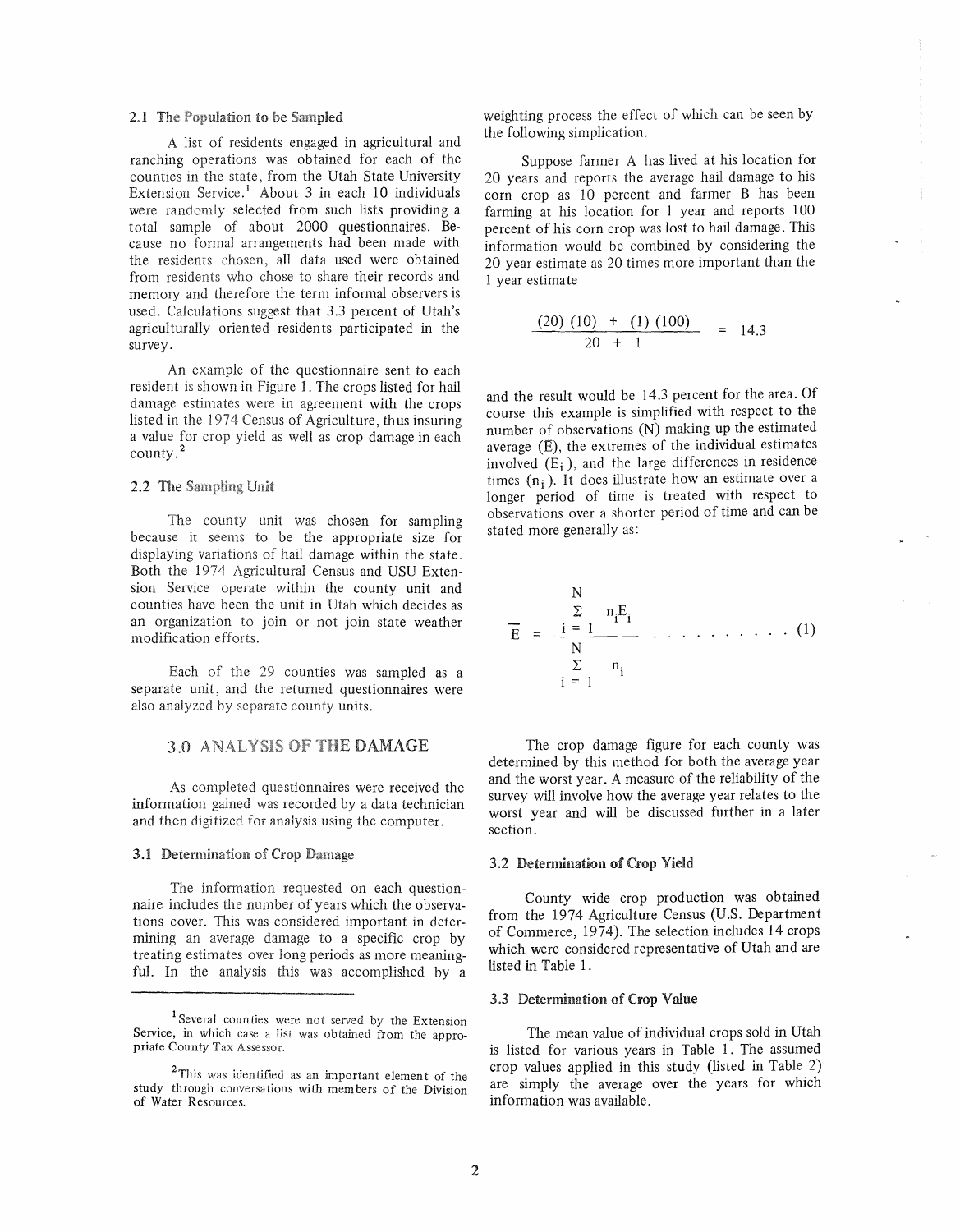### 2.1 The Population to be Sampled

A list of residents engaged in agricultural and ranching operations was obtained for each of the counties in the state, from the Utah State University Extension Service.[1] About 3 in each 10 individuals were randomly selected from such lists providing a total sample of about 2000 questionnaires. Because no formal arrangements had been made with the residents chosen, all data used were obtained from residents who chose to share their records and memory and therefore the term informal observers is used. Calculations suggest that 3.3 percent of Utah's agriculturally oriented residents participated in the survey.

An example of the questionnaire sent to each resident is shown in Figure 1. The crops listed for hail damage estimates were in agreement with the crops listed in the 1974 Census of Agriculture, thus insuring a value for crop yield as well as crop damage in each county.[2]

### 2.2 The Sampling Unit

The county unit was chosen for sampling because it seems to be the appropriate size for displaying variations of hail damage within the state. Both the 1974 Agricultural Census and USU Extension Service operate within the county unit and counties have been the unit in Utah which decides as an organization to join or not join state weather modification efforts.

Each of the 29 counties was sampled as a separate unit, and the returned questionnaires were also analyzed by separate county units.

[1] Several counties were not served by the Extension Service, in which case a list was obtained from the appropriate County Tax Assessor.

[2] This was identified as an important element of the study through conversations with members of the Division of Water Resources.

## 3.0 ANALYSIS OF THE DAMAGE

As completed questionnaires were received the information gained was recorded by a data technician and then digitized for analysis using the computer.

### 3.1 Determination of Crop Damage

The information requested on each questionnaire includes the number of years which the observations cover. This was considered important in determining an average damage to a specific crop by treating estimates over long periods as more meaningful. In the analysis this was accomplished by a weighting process the effect of which can be seen by the following simplification.

Suppose farmer A has lived at his location for 20 years and reports the average hail damage to his corn crop as 10 percent and farmer B has been farming at his location for 1 year and reports 100 percent of his corn crop was lost to hail damage. This information would be combined by considering the 20 year estimate as 20 times more important than the 1 year estimate

$$\frac{(20)\ (10)\ +\ (1)\ (100)}{20\ +\ 1} = 14.3$$

and the result would be 14.3 percent for the area. Of course this example is simplified with respect to the number of observations (N) making up the estimated average ($\overline{E}$), the extremes of the individual estimates involved ($E_i$), and the large differences in residence times ($n_i$). It does illustrate how an estimate over a longer period of time is treated with respect to observations over a shorter period of time and can be stated more generally as:

$$\overline{E} = \frac{\sum_{i=1}^{N} n_i E_i}{\sum_{i=1}^{N} n_i} \qquad (1)$$

The crop damage figure for each county was determined by this method for both the average year and the worst year. A measure of the reliability of the survey will involve how the average year relates to the worst year and will be discussed further in a later section.

### 3.2 Determination of Crop Yield

County wide crop production was obtained from the 1974 Agriculture Census (U.S. Department of Commerce, 1974). The selection includes 14 crops which were considered representative of Utah and are listed in Table 1.

### 3.3 Determination of Crop Value

The mean value of individual crops sold in Utah is listed for various years in Table 1. The assumed crop values applied in this study (listed in Table 2) are simply the average over the years for which information was available.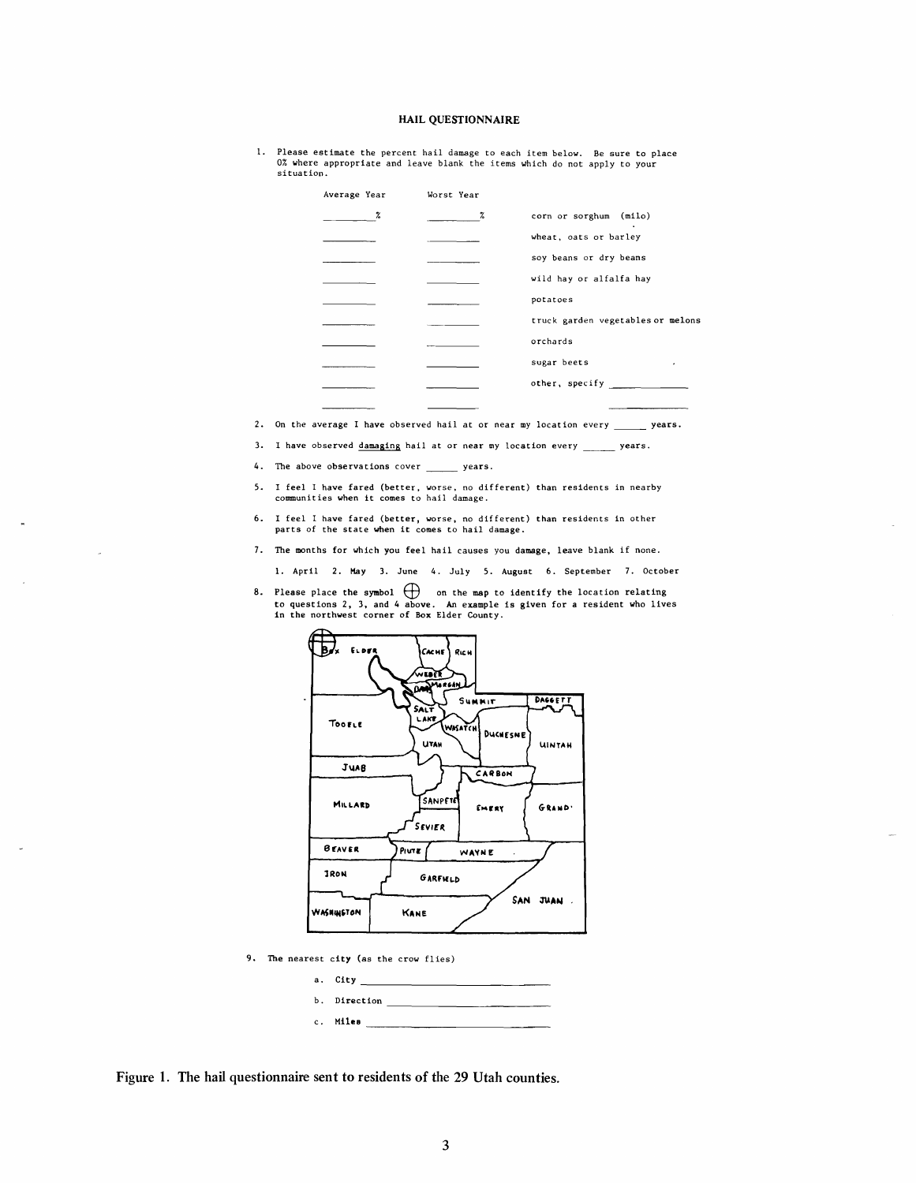**HAIL QUESTIONNAIRE**

1. Please estimate the percent hail damage to each item below. Be sure to place 0% where appropriate and leave blank the items which do not apply to your situation.

| Average Year | Worst Year | |
|---|---|---|
| ______% | ______% | corn or sorghum (milo) |
| ______ | ______ | wheat, oats or barley |
| ______ | ______ | soy beans or dry beans |
| ______ | ______ | wild hay or alfalfa hay |
| ______ | ______ | potatoes |
| ______ | ______ | truck garden vegetables or melons |
| ______ | ______ | orchards |
| ______ | ______ | sugar beets |
| ______ | ______ | other, specify ______________ |
| ______ | ______ | ______________ |

2. On the average I have observed hail at or near my location every ______ years.

3. I have observed damaging hail at or near my location every ______ years.

4. The above observations cover ______ years.

5. I feel I have fared (better, worse, no different) than residents in nearby communities when it comes to hail damage.

6. I feel I have fared (better, worse, no different) than residents in other parts of the state when it comes to hail damage.

7. The months for which you feel hail causes you damage, leave blank if none.

   1. April 2. May 3. June 4. July 5. August 6. September 7. October

8. Please place the symbol ⨁ on the map to identify the location relating to questions 2, 3, and 4 above. An example is given for a resident who lives in the northwest corner of Box Elder County.

   Box Elder, Cache, Rich, Weber, Davis, Morgan, Summit, Daggett, Salt Lake, Tooele, Wasatch, Duchesne, Uintah, Utah, Juab, Carbon, Millard, Sanpete, Emery, Grand, Sevier, Beaver, Piute, Wayne, Iron, Garfield, San Juan, Washington, Kane

9. The nearest city (as the crow flies)

   a. City ______________________

   b. Direction ______________________

   c. Miles ______________________

Figure 1. The hail questionnaire sent to residents of the 29 Utah counties.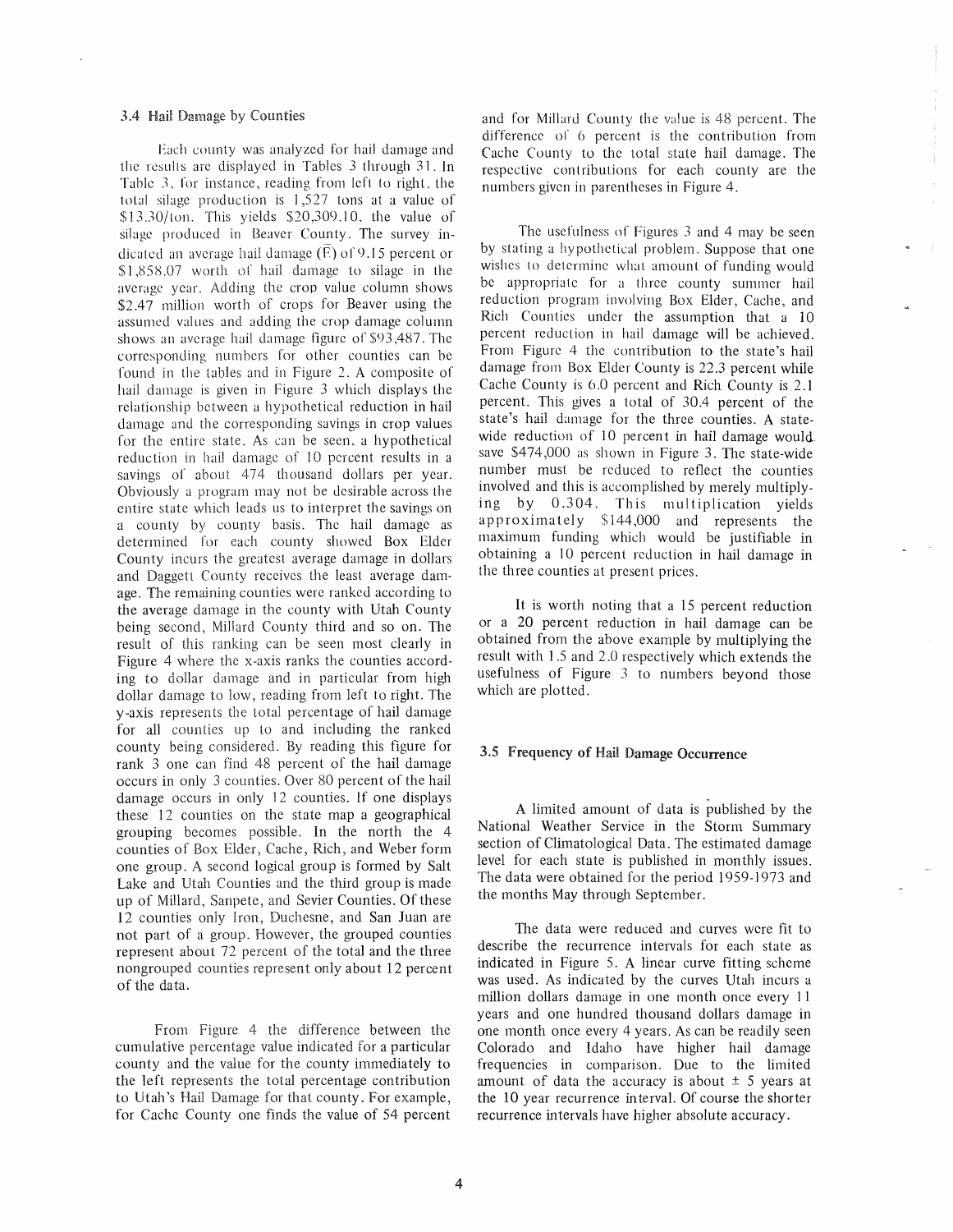### 3.4 Hail Damage by Counties

Each county was analyzed for hail damage and the results are displayed in Tables 3 through 31. In Table 3, for instance, reading from left to right, the total silage production is 1,527 tons at a value of \$13.30/ton. This yields \$20,309.10, the value of silage produced in Beaver County. The survey indicated an average hail damage ($\bar{E}$) of 9.15 percent or \$1,858.07 worth of hail damage to silage in the average year. Adding the crop value column shows \$2.47 million worth of crops for Beaver using the assumed values and adding the crop damage column shows an average hail damage figure of \$93,487. The corresponding numbers for other counties can be found in the tables and in Figure 2. A composite of hail damage is given in Figure 3 which displays the relationship between a hypothetical reduction in hail damage and the corresponding savings in crop values for the entire state. As can be seen, a hypothetical reduction in hail damage of 10 percent results in a savings of about 474 thousand dollars per year. Obviously a program may not be desirable across the entire state which leads us to interpret the savings on a county by county basis. The hail damage as determined for each county showed Box Elder County incurs the greatest average damage in dollars and Daggett County receives the least average damage. The remaining counties were ranked according to the average damage in the county with Utah County being second, Millard County third and so on. The result of this ranking can be seen most clearly in Figure 4 where the x-axis ranks the counties according to dollar damage and in particular from high dollar damage to low, reading from left to right. The y-axis represents the total percentage of hail damage for all counties up to and including the ranked county being considered. By reading this figure for rank 3 one can find 48 percent of the hail damage occurs in only 3 counties. Over 80 percent of the hail damage occurs in only 12 counties. If one displays these 12 counties on the state map a geographical grouping becomes possible. In the north the 4 counties of Box Elder, Cache, Rich, and Weber form one group. A second logical group is formed by Salt Lake and Utah Counties and the third group is made up of Millard, Sanpete, and Sevier Counties. Of these 12 counties only Iron, Duchesne, and San Juan are not part of a group. However, the grouped counties represent about 72 percent of the total and the three nongrouped counties represent only about 12 percent of the data.

From Figure 4 the difference between the cumulative percentage value indicated for a particular county and the value for the county immediately to the left represents the total percentage contribution to Utah's Hail Damage for that county. For example, for Cache County one finds the value of 54 percent and for Millard County the value is 48 percent. The difference of 6 percent is the contribution from Cache County to the total state hail damage. The respective contributions for each county are the numbers given in parentheses in Figure 4.

The usefulness of Figures 3 and 4 may be seen by stating a hypothetical problem. Suppose that one wishes to determine what amount of funding would be appropriate for a three county summer hail reduction program involving Box Elder, Cache, and Rich Counties under the assumption that a 10 percent reduction in hail damage will be achieved. From Figure 4 the contribution to the state's hail damage from Box Elder County is 22.3 percent while Cache County is 6.0 percent and Rich County is 2.1 percent. This gives a total of 30.4 percent of the state's hail damage for the three counties. A state-wide reduction of 10 percent in hail damage would save \$474,000 as shown in Figure 3. The state-wide number must be reduced to reflect the counties involved and this is accomplished by merely multiplying by 0.304. This multiplication yields approximately \$144,000 and represents the maximum funding which would be justifiable in obtaining a 10 percent reduction in hail damage in the three counties at present prices.

It is worth noting that a 15 percent reduction or a 20 percent reduction in hail damage can be obtained from the above example by multiplying the result with 1.5 and 2.0 respectively which extends the usefulness of Figure 3 to numbers beyond those which are plotted.

### 3.5 Frequency of Hail Damage Occurrence

A limited amount of data is published by the National Weather Service in the Storm Summary section of Climatological Data. The estimated damage level for each state is published in monthly issues. The data were obtained for the period 1959-1973 and the months May through September.

The data were reduced and curves were fit to describe the recurrence intervals for each state as indicated in Figure 5. A linear curve fitting scheme was used. As indicated by the curves Utah incurs a million dollars damage in one month once every 11 years and one hundred thousand dollars damage in one month once every 4 years. As can be readily seen Colorado and Idaho have higher hail damage frequencies in comparison. Due to the limited amount of data the accuracy is about ± 5 years at the 10 year recurrence interval. Of course the shorter recurrence intervals have higher absolute accuracy.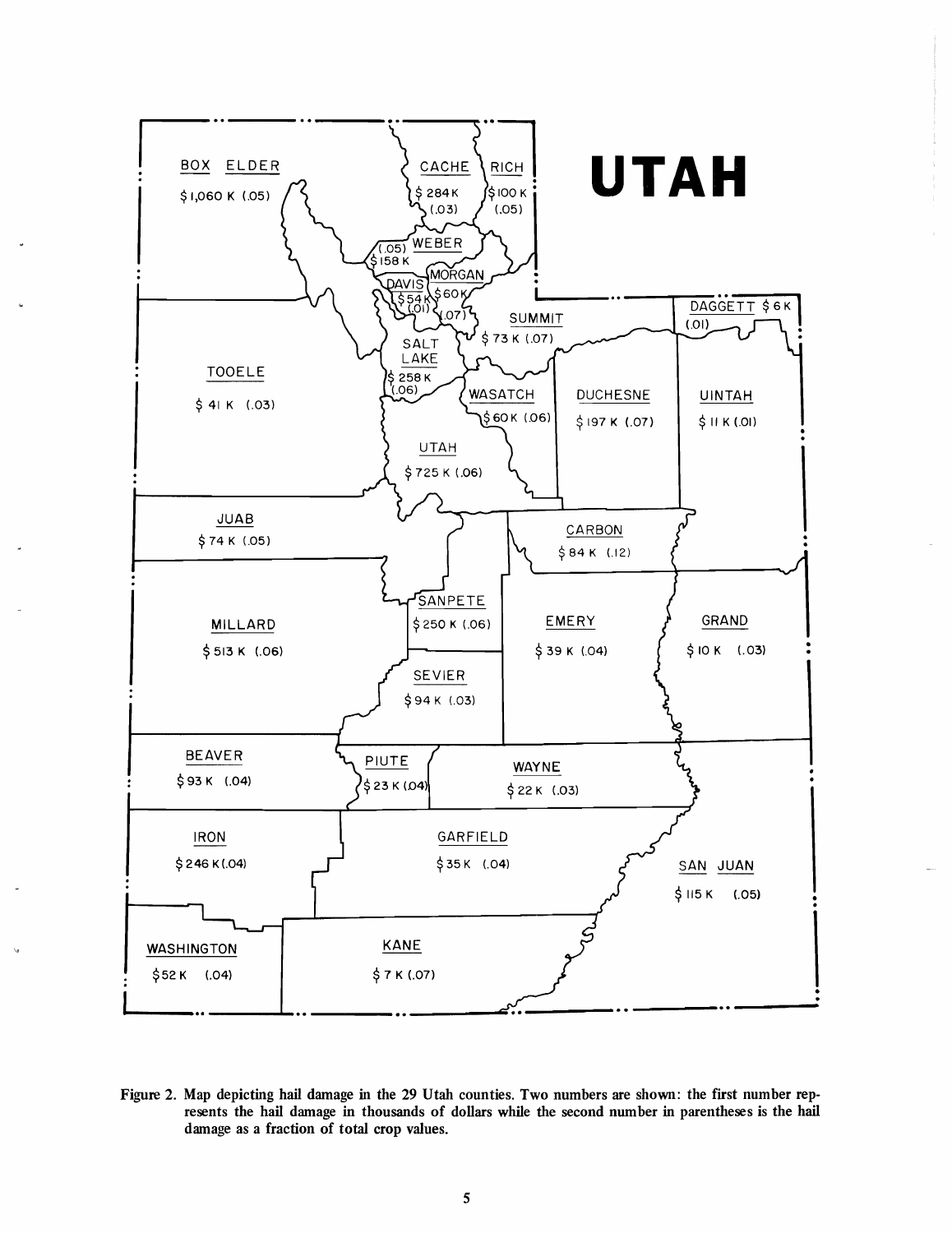# UTAH

| County | Hail damage | Fraction of total crop values |
|---|---|---|
| BOX ELDER | $1,060 K | (.05) |
| CACHE | $284 K | (.03) |
| RICH | $100 K | (.05) |
| WEBER | $158 K | (.05) |
| MORGAN | $60 K | (.07) |
| DAVIS | $54 K | (.01) |
| SUMMIT | $73 K | (.07) |
| DAGGETT | $6 K | (.01) |
| TOOELE | $41 K | (.03) |
| SALT LAKE | $258 K | (.06) |
| WASATCH | $60 K | (.06) |
| DUCHESNE | $197 K | (.07) |
| UINTAH | $11 K | (.01) |
| UTAH | $725 K | (.06) |
| JUAB | $74 K | (.05) |
| CARBON | $84 K | (.12) |
| SANPETE | $250 K | (.06) |
| MILLARD | $513 K | (.06) |
| EMERY | $39 K | (.04) |
| GRAND | $10 K | (.03) |
| SEVIER | $94 K | (.03) |
| BEAVER | $93 K | (.04) |
| PIUTE | $23 K | (.04) |
| WAYNE | $22 K | (.03) |
| IRON | $246 K | (.04) |
| GARFIELD | $35 K | (.04) |
| SAN JUAN | $115 K | (.05) |
| WASHINGTON | $52 K | (.04) |
| KANE | $7 K | (.07) |

**Figure 2. Map depicting hail damage in the 29 Utah counties. Two numbers are shown: the first number represents the hail damage in thousands of dollars while the second number in parentheses is the hail damage as a fraction of total crop values.**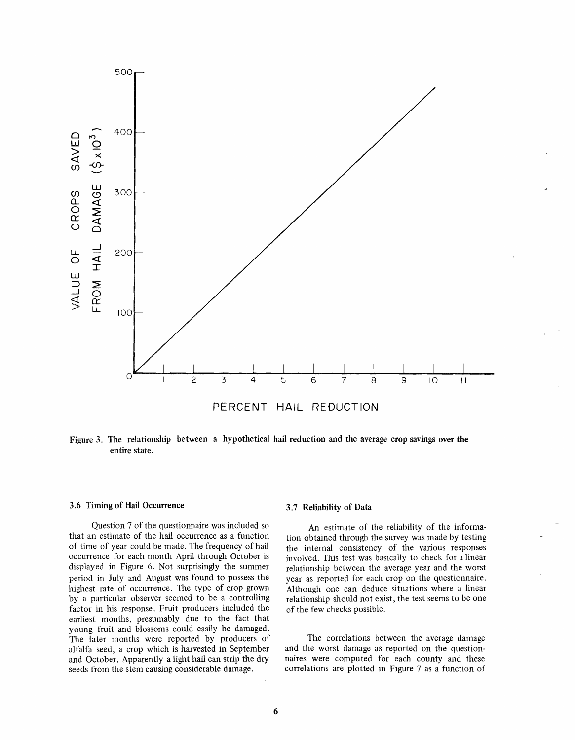Figure 3. The relationship between a hypothetical hail reduction and the average crop savings over the entire state.

### 3.6 Timing of Hail Occurrence

Question 7 of the questionnaire was included so that an estimate of the hail occurrence as a function of time of year could be made. The frequency of hail occurrence for each month April through October is displayed in Figure 6. Not surprisingly the summer period in July and August was found to possess the highest rate of occurrence. The type of crop grown by a particular observer seemed to be a controlling factor in his response. Fruit producers included the earliest months, presumably due to the fact that young fruit and blossoms could easily be damaged. The later months were reported by producers of alfalfa seed, a crop which is harvested in September and October. Apparently a light hail can strip the dry seeds from the stem causing considerable damage.

### 3.7 Reliability of Data

An estimate of the reliability of the information obtained through the survey was made by testing the internal consistency of the various responses involved. This test was basically to check for a linear relationship between the average year and the worst year as reported for each crop on the questionnaire. Although one can deduce situations where a linear relationship should not exist, the test seems to be one of the few checks possible.

The correlations between the average damage and the worst damage as reported on the questionnaires were computed for each county and these correlations are plotted in Figure 7 as a function of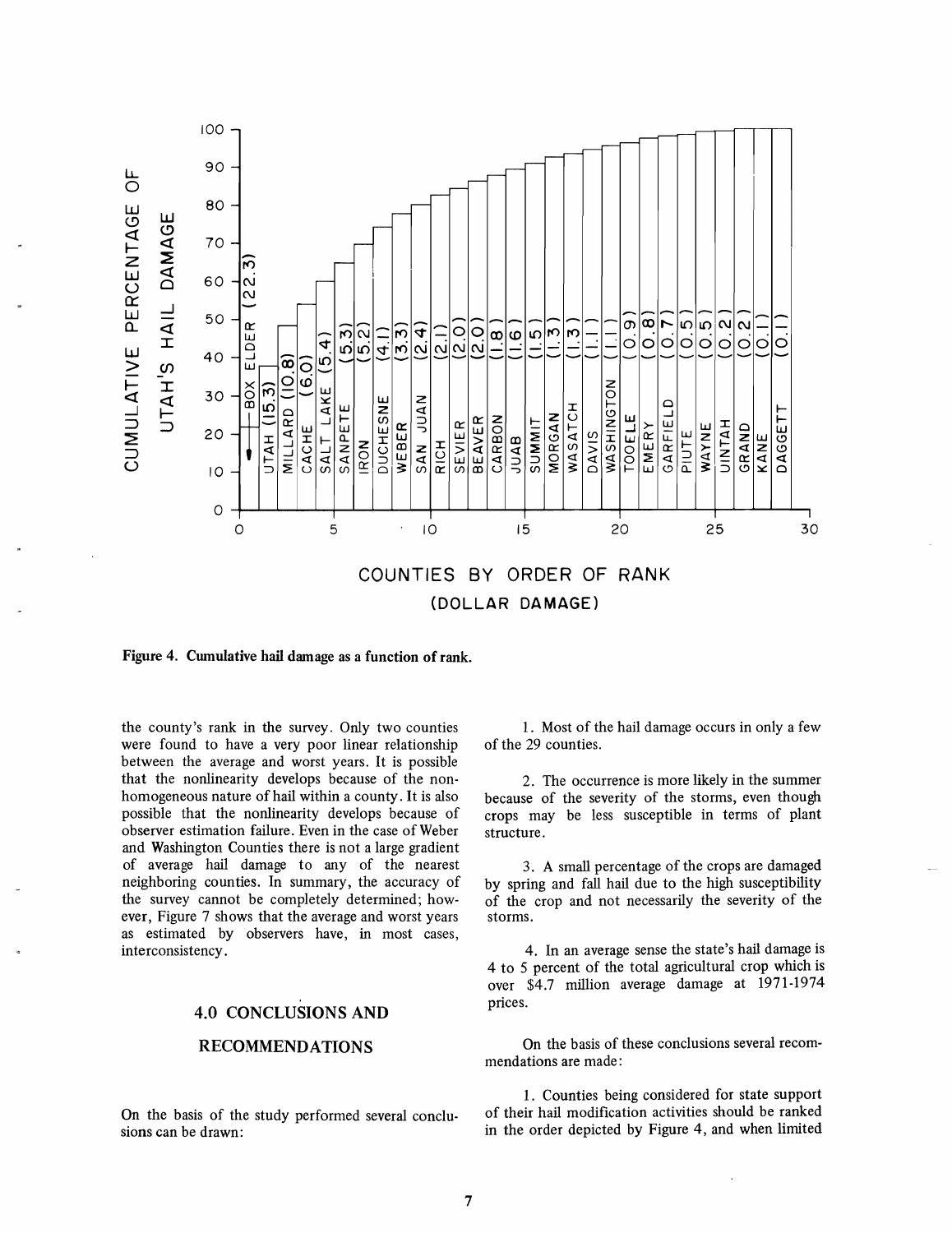Figure 4. Cumulative hail damage as a function of rank.

the county's rank in the survey. Only two counties were found to have a very poor linear relationship between the average and worst years. It is possible that the nonlinearity develops because of the nonhomogeneous nature of hail within a county. It is also possible that the nonlinearity develops because of observer estimation failure. Even in the case of Weber and Washington Counties there is not a large gradient of average hail damage to any of the nearest neighboring counties. In summary, the accuracy of the survey cannot be completely determined; however, Figure 7 shows that the average and worst years as estimated by observers have, in most cases, interconsistency.

## 4.0 CONCLUSIONS AND RECOMMENDATIONS

On the basis of the study performed several conclusions can be drawn:

1. Most of the hail damage occurs in only a few of the 29 counties.

2. The occurrence is more likely in the summer because of the severity of the storms, even though crops may be less susceptible in terms of plant structure.

3. A small percentage of the crops are damaged by spring and fall hail due to the high susceptibility of the crop and not necessarily the severity of the storms.

4. In an average sense the state's hail damage is 4 to 5 percent of the total agricultural crop which is over \$4.7 million average damage at 1971-1974 prices.

On the basis of these conclusions several recommendations are made:

1. Counties being considered for state support of their hail modification activities should be ranked in the order depicted by Figure 4, and when limited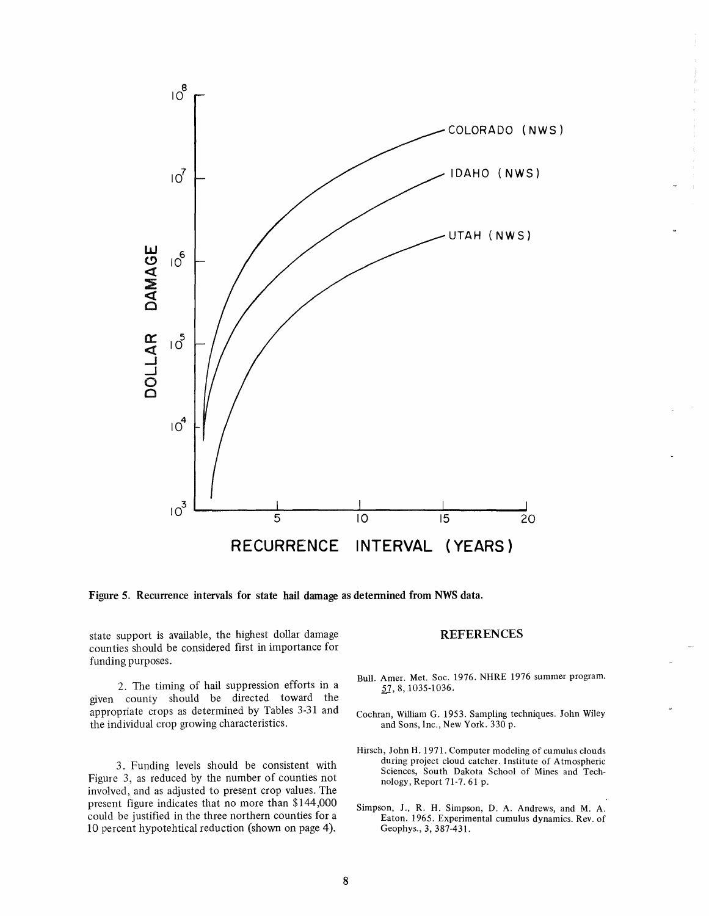Figure 5. Recurrence intervals for state hail damage as determined from NWS data.

state support is available, the highest dollar damage counties should be considered first in importance for funding purposes.

2. The timing of hail suppression efforts in a given county should be directed toward the appropriate crops as determined by Tables 3-31 and the individual crop growing characteristics.

3. Funding levels should be consistent with Figure 3, as reduced by the number of counties not involved, and as adjusted to present crop values. The present figure indicates that no more than $144,000 could be justified in the three northern counties for a 10 percent hypotehtical reduction (shown on page 4).

## REFERENCES

Bull. Amer. Met. Soc. 1976. NHRE 1976 summer program. 57, 8, 1035-1036.

Cochran, William G. 1953. Sampling techniques. John Wiley and Sons, Inc., New York. 330 p.

Hirsch, John H. 1971. Computer modeling of cumulus clouds during project cloud catcher. Institute of Atmospheric Sciences, South Dakota School of Mines and Technology, Report 71-7. 61 p.

Simpson, J., R. H. Simpson, D. A. Andrews, and M. A. Eaton. 1965. Experimental cumulus dynamics. Rev. of Geophys., 3, 387-431.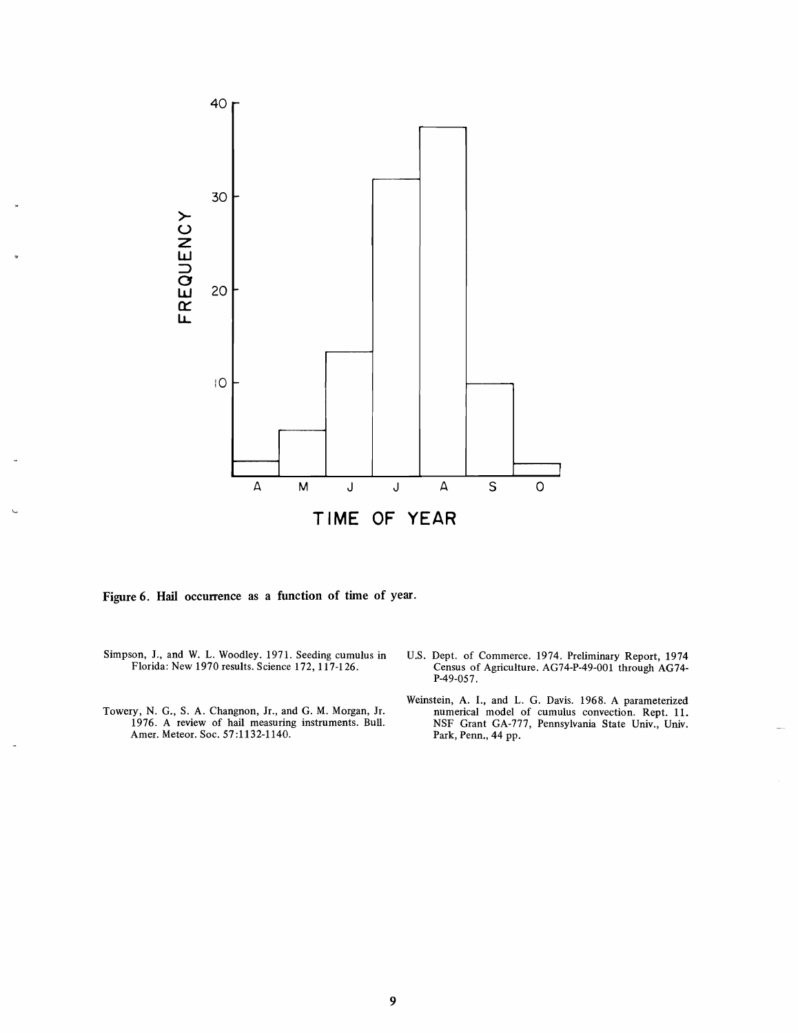Figure 6. Hail occurrence as a function of time of year.

Simpson, J., and W. L. Woodley. 1971. Seeding cumulus in Florida: New 1970 results. Science 172, 117-126.

Towery, N. G., S. A. Changnon, Jr., and G. M. Morgan, Jr. 1976. A review of hail measuring instruments. Bull. Amer. Meteor. Soc. 57:1132-1140.

U.S. Dept. of Commerce. 1974. Preliminary Report, 1974 Census of Agriculture. AG74-P-49-001 through AG74-P-49-057.

Weinstein, A. I., and L. G. Davis. 1968. A parameterized numerical model of cumulus convection. Rept. 11. NSF Grant GA-777, Pennsylvania State Univ., Univ. Park, Penn., 44 pp.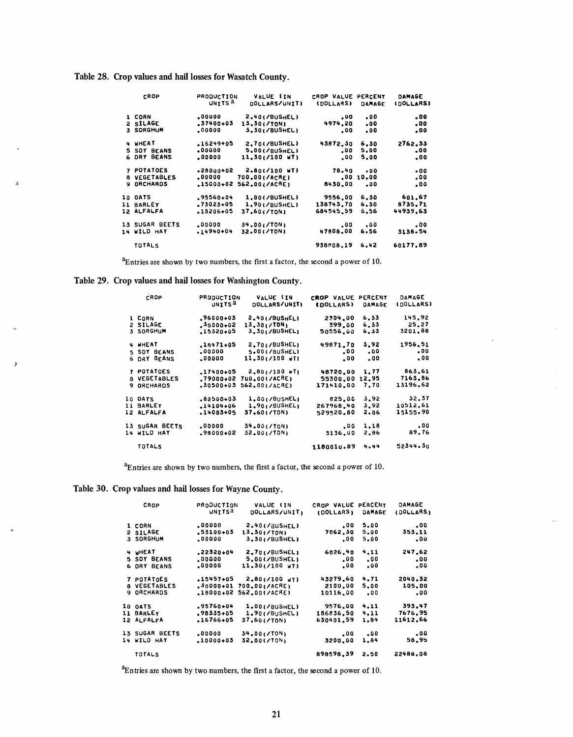**Table 28. Crop values and hail losses for Wasatch County.**

| CROP | PRODUCTION UNITS[a] | VALUE (IN DOLLARS/UNIT) | CROP VALUE (DOLLARS) | PERCENT DAMAGE | DAMAGE (DOLLARS) |
|---|---|---|---|---|---|
| 1 CORN | .00000 | 2.40(/BUSHEL) | .00 | .00 | .00 |
| 2 SILAGE | .37400+03 | 13.30(/TON) | 4974.20 | .00 | .00 |
| 3 SORGHUM | .00000 | 3.30(/BUSHEL) | .00 | .00 | .00 |
| 4 WHEAT | .16249+05 | 2.70(/BUSHEL) | 43872.30 | 6.30 | 2762.33 |
| 5 SOY BEANS | .00000 | 5.00(/BUSHEL) | .00 | 5.00 | .00 |
| 6 DRY BEANS | .00000 | 11.30(/100 WT) | .00 | 5.00 | .00 |
| 7 POTATOES | .28000+02 | 2.80(/100 WT) | 78.40 | .00 | .00 |
| 8 VEGETABLES | .00000 | 700.00(/ACRE) | .00 | 10.00 | .00 |
| 9 ORCHARDS | .15000+02 | 562.00(/ACRE) | 8430.00 | .00 | .00 |
| 10 OATS | .95560+04 | 1.00(/BUSHEL) | 9556.00 | 6.30 | 601.67 |
| 11 BARLEY | .73023+05 | 1.90(/BUSHEL) | 138743.70 | 6.30 | 8735.71 |
| 12 ALFALFA | .18206+05 | 37.60(/TON) | 684545.59 | 6.56 | 44939.63 |
| 13 SUGAR BEETS | .00000 | 34.00(/TON) | .00 | .00 | .00 |
| 14 WILD HAY | .14940+04 | 32.00(/TON) | 47808.00 | 6.56 | 3138.54 |
| TOTALS | | | 938008.19 | 6.42 | 60177.89 |

[a]Entries are shown by two numbers, the first a factor, the second a power of 10.

**Table 29. Crop values and hail losses for Washington County.**

| CROP | PRODUCTION UNITS[a] | VALUE (IN DOLLARS/UNIT) | CROP VALUE (DOLLARS) | PERCENT DAMAGE | DAMAGE (DOLLARS) |
|---|---|---|---|---|---|
| 1 CORN | .96000+03 | 2.40(/BUSHEL) | 2304.00 | 6.33 | 145.92 |
| 2 SILAGE | .30000+02 | 13.30(/TON) | 399.00 | 6.33 | 25.27 |
| 3 SORGHUM | .15320+05 | 3.30(/BUSHEL) | 50556.00 | 6.33 | 3201.88 |
| 4 WHEAT | .18471+05 | 2.70(/BUSHEL) | 49871.70 | 3.92 | 1956.51 |
| 5 SOY BEANS | .00000 | 5.00(/BUSHEL) | .00 | .00 | .00 |
| 6 DRY BEANS | .00000 | 11.30(/100 WT) | .00 | .00 | .00 |
| 7 POTATOES | .17400+05 | 2.80(/100 WT) | 48720.00 | 1.77 | 863.61 |
| 8 VEGETABLES | .79000+02 | 700.00(/ACRE) | 55300.00 | 12.95 | 7163.86 |
| 9 ORCHARDS | .30500+03 | 562.00(/ACRE) | 171410.00 | 7.70 | 13196.62 |
| 10 OATS | .82500+03 | 1.00(/BUSHEL) | 825.00 | 3.92 | 32.37 |
| 11 BARLEY | .14104+06 | 1.90(/BUSHEL) | 267968.40 | 3.92 | 10512.61 |
| 12 ALFALFA | .14083+05 | 37.60(/TON) | 529520.80 | 2.86 | 15155.90 |
| 13 SUGAR BEETS | .00000 | 34.00(/TON) | .00 | 1.18 | .00 |
| 14 WILD HAY | .98000+02 | 32.00(/TON) | 3136.00 | 2.86 | 89.76 |
| TOTALS | | | 1180010.89 | 4.44 | 52344.30 |

[a]Entries are shown by two numbers, the first a factor, the second a power of 10.

**Table 30. Crop values and hail losses for Wayne County.**

| CROP | PRODUCTION UNITS[a] | VALUE (IN DOLLARS/UNIT) | CROP VALUE (DOLLARS) | PERCENT DAMAGE | DAMAGE (DOLLARS) |
|---|---|---|---|---|---|
| 1 CORN | .00000 | 2.40(/BUSHEL) | .00 | 5.00 | .00 |
| 2 SILAGE | .53100+03 | 13.30(/TON) | 7062.30 | 5.00 | 353.11 |
| 3 SORGHUM | .00000 | 3.30(/BUSHEL) | .00 | 5.00 | .00 |
| 4 WHEAT | .22320+04 | 2.70(/BUSHEL) | 6026.40 | 4.11 | 247.62 |
| 5 SOY BEANS | .00000 | 5.00(/BUSHEL) | .00 | .00 | .00 |
| 6 DRY BEANS | .00000 | 11.30(/100 WT) | .00 | .00 | .00 |
| 7 POTATOES | .15457+05 | 2.80(/100 WT) | 43279.60 | 4.71 | 2040.32 |
| 8 VEGETABLES | .30000+01 | 700.00(/ACRE) | 2100.00 | 5.00 | 105.00 |
| 9 ORCHARDS | .18000+02 | 562.00(/ACRE) | 10116.00 | .00 | .00 |
| 10 OATS | .95760+04 | 1.00(/BUSHEL) | 9576.00 | 4.11 | 393.47 |
| 11 BARLEY | .98335+05 | 1.90(/BUSHEL) | 186836.50 | 4.11 | 7676.95 |
| 12 ALFALFA | .16766+05 | 37.60(/TON) | 630401.59 | 1.84 | 11612.66 |
| 13 SUGAR BEETS | .00000 | 34.00(/TON) | .00 | .00 | .00 |
| 14 WILD HAY | .10000+03 | 32.00(/TON) | 3200.00 | 1.84 | 58.95 |
| TOTALS | | | 898598.39 | 2.50 | 22488.08 |

[a]Entries are shown by two numbers, the first a factor, the second a power of 10.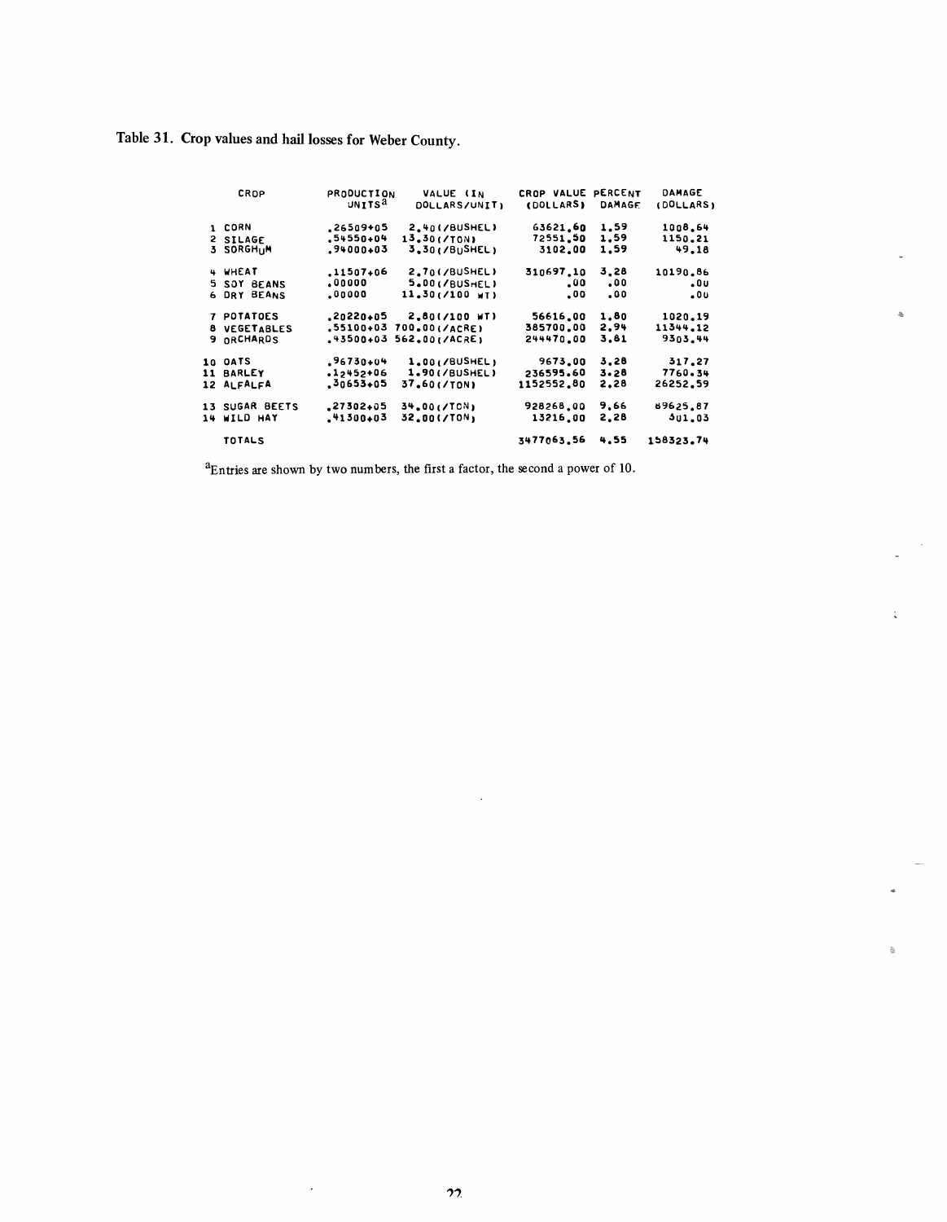Table 31. Crop values and hail losses for Weber County.

| | CROP | PRODUCTION UNITS[a] | VALUE (IN DOLLARS/UNIT) | CROP VALUE (DOLLARS) | PERCENT DAMAGE | DAMAGE (DOLLARS) |
|---|---|---|---|---|---|---|
| 1 | CORN | .26509+05 | 2.40(/BUSHEL) | 63621.60 | 1.59 | 1008.64 |
| 2 | SILAGE | .54550+04 | 13.30(/TON) | 72551.50 | 1.59 | 1150.21 |
| 3 | SORGHUM | .94000+03 | 3.30(/BUSHEL) | 3102.00 | 1.59 | 49.18 |
| 4 | WHEAT | .11507+06 | 2.70(/BUSHEL) | 310697.10 | 3.28 | 10190.86 |
| 5 | SOY BEANS | .00000 | 5.00(/BUSHEL) | .00 | .00 | .00 |
| 6 | DRY BEANS | .00000 | 11.30(/100 WT) | .00 | .00 | .00 |
| 7 | POTATOES | .20220+05 | 2.80(/100 WT) | 56616.00 | 1.80 | 1020.19 |
| 8 | VEGETABLES | .55100+03 | 700.00(/ACRE) | 385700.00 | 2.94 | 11344.12 |
| 9 | ORCHARDS | .43500+03 | 562.00(/ACRE) | 244470.00 | 3.81 | 9303.44 |
| 10 | OATS | .96730+04 | 1.00(/BUSHEL) | 9673.00 | 3.28 | 317.27 |
| 11 | BARLEY | .12452+06 | 1.90(/BUSHEL) | 236595.60 | 3.28 | 7760.34 |
| 12 | ALFALFA | .30653+05 | 37.60(/TON) | 1152552.80 | 2.28 | 26252.59 |
| 13 | SUGAR BEETS | .27302+05 | 34.00(/TON) | 928268.00 | 9.66 | 89625.87 |
| 14 | WILD HAY | .41300+03 | 32.00(/TON) | 13216.00 | 2.28 | 301.03 |
| | TOTALS | | | 3477063.56 | 4.55 | 158323.74 |

[a]Entries are shown by two numbers, the first a factor, the second a power of 10.